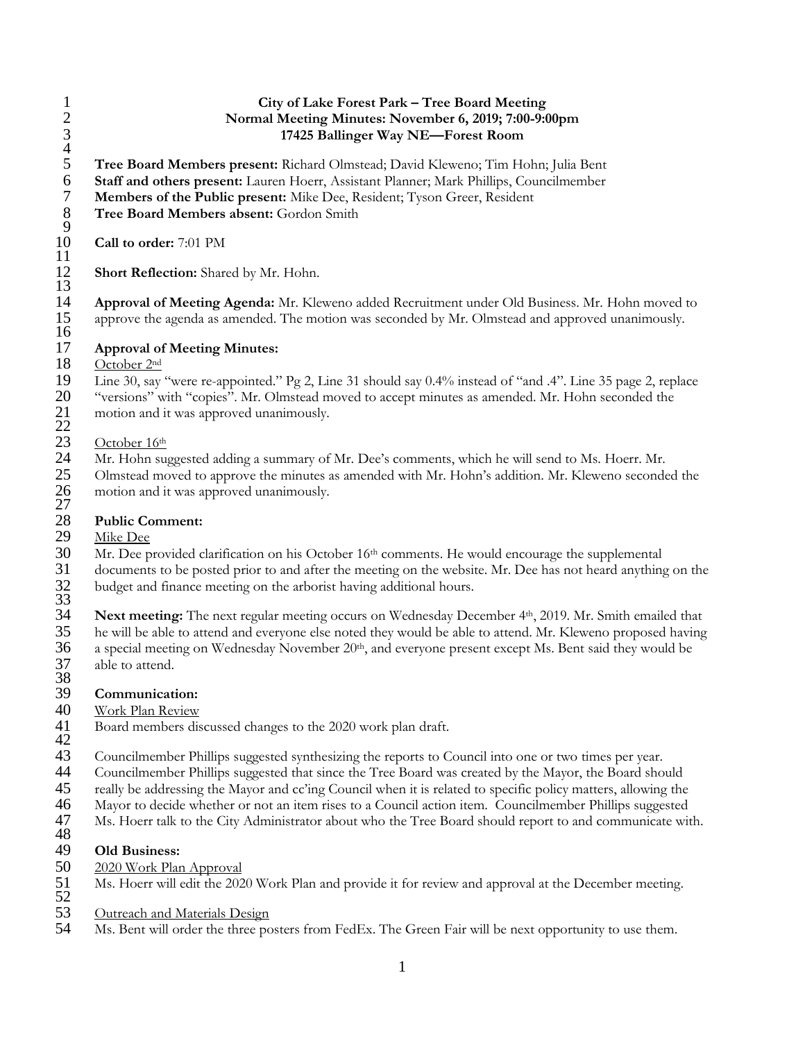**City of Lake Forest Park – Tree Board Meeting**
**Normal Meeting Minutes: November 6, 2019; 7:00-9:00pm**
**17425 Ballinger Way NE—Forest Room**

**Tree Board Members present:** Richard Olmstead; David Kleweno; Tim Hohn; Julia Bent
**Staff and others present:** Lauren Hoerr, Assistant Planner; Mark Phillips, Councilmember
**Members of the Public present:** Mike Dee, Resident; Tyson Greer, Resident
**Tree Board Members absent:** Gordon Smith

**Call to order:** 7:01 PM

**Short Reflection:** Shared by Mr. Hohn.

**Approval of Meeting Agenda:** Mr. Kleweno added Recruitment under Old Business. Mr. Hohn moved to approve the agenda as amended. The motion was seconded by Mr. Olmstead and approved unanimously.

**Approval of Meeting Minutes:**

October 2nd

Line 30, say "were re-appointed." Pg 2, Line 31 should say 0.4% instead of "and .4". Line 35 page 2, replace "versions" with "copies". Mr. Olmstead moved to accept minutes as amended. Mr. Hohn seconded the motion and it was approved unanimously.

October 16th

Mr. Hohn suggested adding a summary of Mr. Dee's comments, which he will send to Ms. Hoerr. Mr. Olmstead moved to approve the minutes as amended with Mr. Hohn's addition. Mr. Kleweno seconded the motion and it was approved unanimously.

**Public Comment:**

Mike Dee

Mr. Dee provided clarification on his October 16th comments. He would encourage the supplemental documents to be posted prior to and after the meeting on the website. Mr. Dee has not heard anything on the budget and finance meeting on the arborist having additional hours.

**Next meeting:** The next regular meeting occurs on Wednesday December 4th, 2019. Mr. Smith emailed that he will be able to attend and everyone else noted they would be able to attend. Mr. Kleweno proposed having a special meeting on Wednesday November 20th, and everyone present except Ms. Bent said they would be able to attend.

**Communication:**

Work Plan Review

Board members discussed changes to the 2020 work plan draft.

Councilmember Phillips suggested synthesizing the reports to Council into one or two times per year. Councilmember Phillips suggested that since the Tree Board was created by the Mayor, the Board should really be addressing the Mayor and cc'ing Council when it is related to specific policy matters, allowing the Mayor to decide whether or not an item rises to a Council action item. Councilmember Phillips suggested Ms. Hoerr talk to the City Administrator about who the Tree Board should report to and communicate with.

**Old Business:**

2020 Work Plan Approval

Ms. Hoerr will edit the 2020 Work Plan and provide it for review and approval at the December meeting.

Outreach and Materials Design

Ms. Bent will order the three posters from FedEx. The Green Fair will be next opportunity to use them.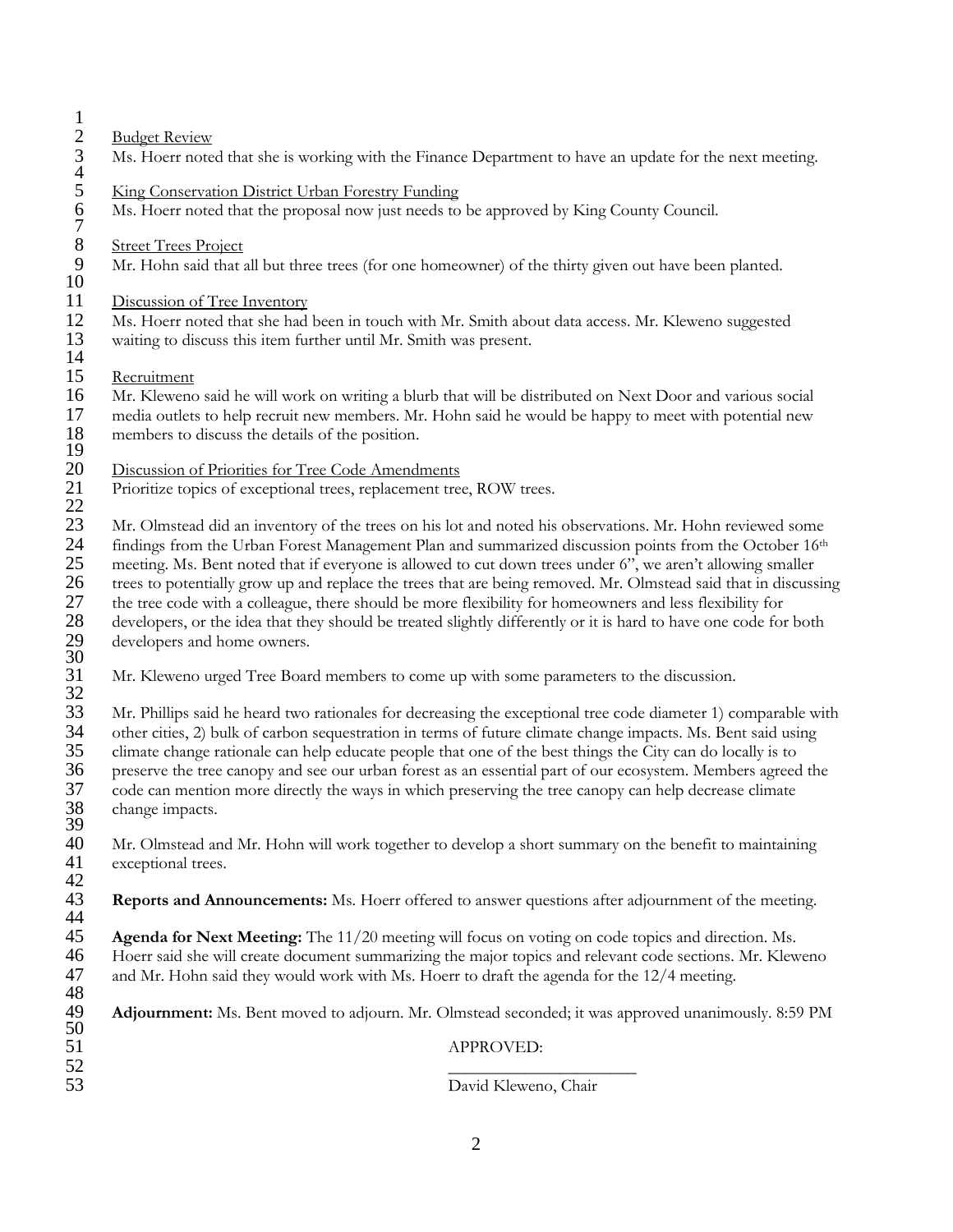<u>Budget Review</u>

Ms. Hoerr noted that she is working with the Finance Department to have an update for the next meeting.

<u>King Conservation District Urban Forestry Funding</u>

Ms. Hoerr noted that the proposal now just needs to be approved by King County Council.

<u>Street Trees Project</u>

Mr. Hohn said that all but three trees (for one homeowner) of the thirty given out have been planted.

<u>Discussion of Tree Inventory</u>

Ms. Hoerr noted that she had been in touch with Mr. Smith about data access. Mr. Kleweno suggested waiting to discuss this item further until Mr. Smith was present.

<u>Recruitment</u>

Mr. Kleweno said he will work on writing a blurb that will be distributed on Next Door and various social media outlets to help recruit new members. Mr. Hohn said he would be happy to meet with potential new members to discuss the details of the position.

<u>Discussion of Priorities for Tree Code Amendments</u>

Prioritize topics of exceptional trees, replacement tree, ROW trees.

Mr. Olmstead did an inventory of the trees on his lot and noted his observations. Mr. Hohn reviewed some findings from the Urban Forest Management Plan and summarized discussion points from the October 16th meeting. Ms. Bent noted that if everyone is allowed to cut down trees under 6", we aren't allowing smaller trees to potentially grow up and replace the trees that are being removed. Mr. Olmstead said that in discussing the tree code with a colleague, there should be more flexibility for homeowners and less flexibility for developers, or the idea that they should be treated slightly differently or it is hard to have one code for both developers and home owners.

Mr. Kleweno urged Tree Board members to come up with some parameters to the discussion.

Mr. Phillips said he heard two rationales for decreasing the exceptional tree code diameter 1) comparable with other cities, 2) bulk of carbon sequestration in terms of future climate change impacts. Ms. Bent said using climate change rationale can help educate people that one of the best things the City can do locally is to preserve the tree canopy and see our urban forest as an essential part of our ecosystem. Members agreed the code can mention more directly the ways in which preserving the tree canopy can help decrease climate change impacts.

Mr. Olmstead and Mr. Hohn will work together to develop a short summary on the benefit to maintaining exceptional trees.

**Reports and Announcements:** Ms. Hoerr offered to answer questions after adjournment of the meeting.

**Agenda for Next Meeting:** The 11/20 meeting will focus on voting on code topics and direction. Ms. Hoerr said she will create document summarizing the major topics and relevant code sections. Mr. Kleweno and Mr. Hohn said they would work with Ms. Hoerr to draft the agenda for the 12/4 meeting.

**Adjournment:** Ms. Bent moved to adjourn. Mr. Olmstead seconded; it was approved unanimously. 8:59 PM

APPROVED:

\_\_\_\_\_\_\_\_\_\_\_\_\_\_\_\_\_\_\_\_\_\_

David Kleweno, Chair